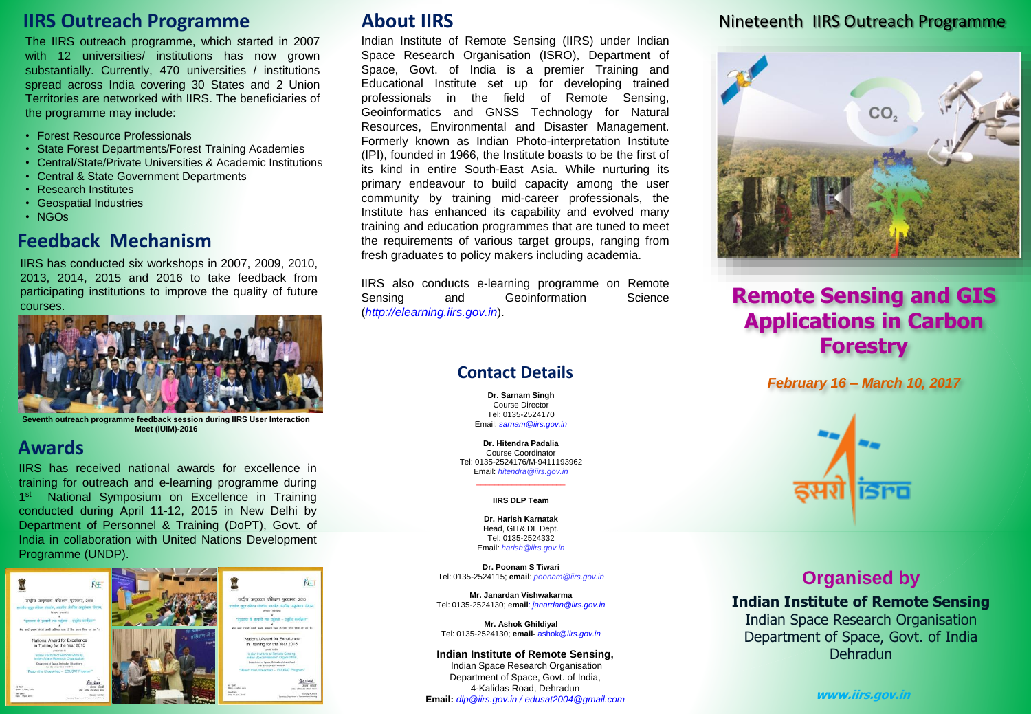## IIRS Outreach Programme

The IIRS outreach programme, which started in 2007 with 12 universities/ institutions has now grown substantially. Currently, 470 universities / institutions spread across India covering 30 States and 2 Union Territories are networked with IIRS. The beneficiaries of the programme may include:

- Forest Resource Professionals
- State Forest Departments/Forest Training Academies
- Central/State/Private Universities & Academic Institutions
- Central & State Government Departments
- Research Institutes
- Geospatial Industries
- NGOs

## Feedback Mechanism

IIRS has conducted six workshops in 2007, 2009, 2010, 2013, 2014, 2015 and 2016 to take feedback from participating institutions to improve the quality of future courses.

**Seventh outreach programme feedback session during IIRS User Interaction Meet (IUIM)-2016**

## Awards

IIRS has received national awards for excellence in training for outreach and e-learning programme during 1st National Symposium on Excellence in Training conducted during April 11-12, 2015 in New Delhi by Department of Personnel & Training (DoPT), Govt. of India in collaboration with United Nations Development Programme (UNDP).

## About IIRS

Indian Institute of Remote Sensing (IIRS) under Indian Space Research Organisation (ISRO), Department of Space, Govt. of India is a premier Training and Educational Institute set up for developing trained professionals in the field of Remote Sensing, Geoinformatics and GNSS Technology for Natural Resources, Environmental and Disaster Management. Formerly known as Indian Photo-interpretation Institute (IPI), founded in 1966, the Institute boasts to be the first of its kind in entire South-East Asia. While nurturing its primary endeavour to build capacity among the user community by training mid-career professionals, the Institute has enhanced its capability and evolved many training and education programmes that are tuned to meet the requirements of various target groups, ranging from fresh graduates to policy makers including academia.

IIRS also conducts e-learning programme on Remote Sensing and Geoinformation Science (*http://elearning.iirs.gov.in*).

## Contact Details

**Dr. Sarnam Singh**
Course Director
Tel: 0135-2524170
Email: *sarnam@iirs.gov.in*

**Dr. Hitendra Padalia**
Course Coordinator
Tel: 0135-2524176/M-9411193962
Email: *hitendra@iirs.gov.in*

**IIRS DLP Team**

**Dr. Harish Karnatak**
Head, GIT& DL Dept.
Tel: 0135-2524332
Email: *harish@iirs.gov.in*

**Dr. Poonam S Tiwari**
Tel: 0135-2524115; **email**: *poonam@iirs.gov.in*

**Mr. Janardan Vishwakarma**
Tel: 0135-2524130; e**mail**: *janardan@iirs.gov.in*

**Mr. Ashok Ghildiyal**
Tel: 0135-2524130; **email-** ashok@iirs.gov.in

**Indian Institute of Remote Sensing,**
Indian Space Research Organisation
Department of Space, Govt. of India,
4-Kalidas Road, Dehradun
**Email:** *dlp@iirs.gov.in / edusat2004@gmail.com*

## Nineteenth IIRS Outreach Programme

# Remote Sensing and GIS Applications in Carbon Forestry

***February 16 – March 10, 2017***

## Organised by

**Indian Institute of Remote Sensing**
Indian Space Research Organisation
Department of Space, Govt. of India
Dehradun

***www.iirs.gov.in***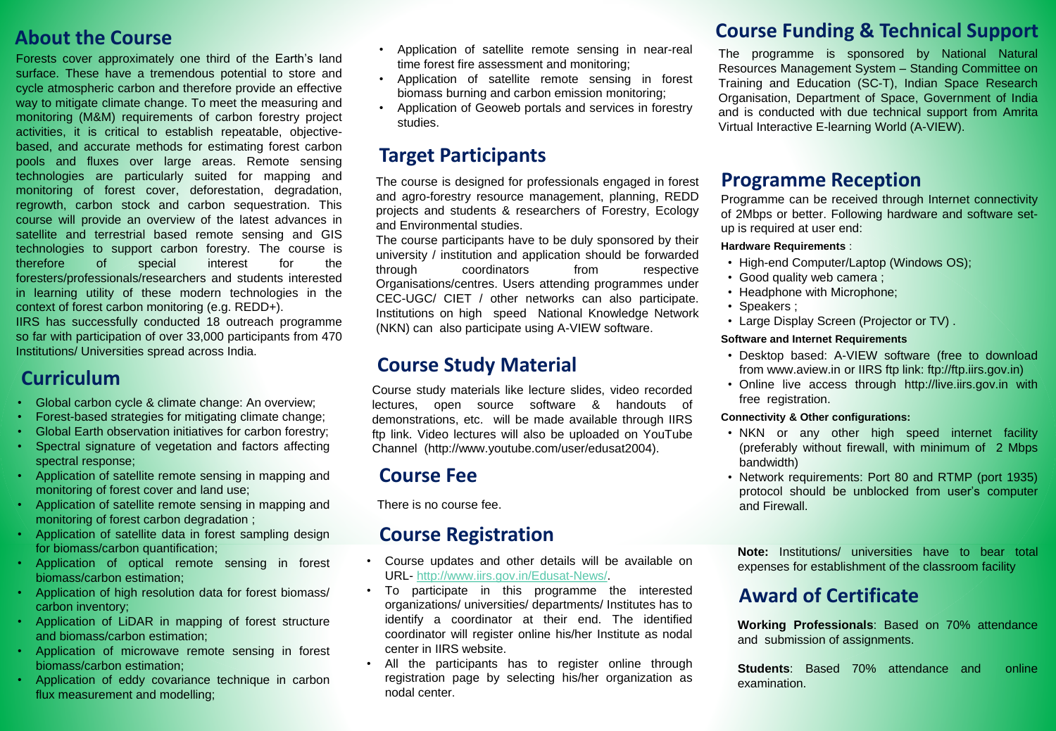## About the Course

Forests cover approximately one third of the Earth's land surface. These have a tremendous potential to store and cycle atmospheric carbon and therefore provide an effective way to mitigate climate change. To meet the measuring and monitoring (M&M) requirements of carbon forestry project activities, it is critical to establish repeatable, objective-based, and accurate methods for estimating forest carbon pools and fluxes over large areas. Remote sensing technologies are particularly suited for mapping and monitoring of forest cover, deforestation, degradation, regrowth, carbon stock and carbon sequestration. This course will provide an overview of the latest advances in satellite and terrestrial based remote sensing and GIS technologies to support carbon forestry. The course is therefore of special interest for the foresters/professionals/researchers and students interested in learning utility of these modern technologies in the context of forest carbon monitoring (e.g. REDD+).

IIRS has successfully conducted 18 outreach programme so far with participation of over 33,000 participants from 470 Institutions/ Universities spread across India.

## Curriculum

- Global carbon cycle & climate change: An overview;
- Forest-based strategies for mitigating climate change;
- Global Earth observation initiatives for carbon forestry;
- Spectral signature of vegetation and factors affecting spectral response;
- Application of satellite remote sensing in mapping and monitoring of forest cover and land use;
- Application of satellite remote sensing in mapping and monitoring of forest carbon degradation ;
- Application of satellite data in forest sampling design for biomass/carbon quantification;
- Application of optical remote sensing in forest biomass/carbon estimation;
- Application of high resolution data for forest biomass/ carbon inventory;
- Application of LiDAR in mapping of forest structure and biomass/carbon estimation;
- Application of microwave remote sensing in forest biomass/carbon estimation;
- Application of eddy covariance technique in carbon flux measurement and modelling;
- Application of satellite remote sensing in near-real time forest fire assessment and monitoring;
- Application of satellite remote sensing in forest biomass burning and carbon emission monitoring;
- Application of Geoweb portals and services in forestry studies.

## Target Participants

The course is designed for professionals engaged in forest and agro-forestry resource management, planning, REDD projects and students & researchers of Forestry, Ecology and Environmental studies.

The course participants have to be duly sponsored by their university / institution and application should be forwarded through coordinators from respective Organisations/centres. Users attending programmes under CEC-UGC/ CIET / other networks can also participate. Institutions on high speed National Knowledge Network (NKN) can also participate using A-VIEW software.

## Course Study Material

Course study materials like lecture slides, video recorded lectures, open source software & handouts of demonstrations, etc. will be made available through IIRS ftp link. Video lectures will also be uploaded on YouTube Channel (http://www.youtube.com/user/edusat2004).

## Course Fee

There is no course fee.

## Course Registration

- Course updates and other details will be available on URL- http://www.iirs.gov.in/Edusat-News/.
- To participate in this programme the interested organizations/ universities/ departments/ Institutes has to identify a coordinator at their end. The identified coordinator will register online his/her Institute as nodal center in IIRS website.
- All the participants has to register online through registration page by selecting his/her organization as nodal center.

## Course Funding & Technical Support

The programme is sponsored by National Natural Resources Management System – Standing Committee on Training and Education (SC-T), Indian Space Research Organisation, Department of Space, Government of India and is conducted with due technical support from Amrita Virtual Interactive E-learning World (A-VIEW).

## Programme Reception

Programme can be received through Internet connectivity of 2Mbps or better. Following hardware and software set-up is required at user end:

**Hardware Requirements** :

- High-end Computer/Laptop (Windows OS);
- Good quality web camera ;
- Headphone with Microphone;
- Speakers ;
- Large Display Screen (Projector or TV) .

**Software and Internet Requirements**

- Desktop based: A-VIEW software (free to download from www.aview.in or IIRS ftp link: ftp://ftp.iirs.gov.in)
- Online live access through http://live.iirs.gov.in with free registration.

**Connectivity & Other configurations:**

- NKN or any other high speed internet facility (preferably without firewall, with minimum of 2 Mbps bandwidth)
- Network requirements: Port 80 and RTMP (port 1935) protocol should be unblocked from user's computer and Firewall.

**Note:** Institutions/ universities have to bear total expenses for establishment of the classroom facility

## Award of Certificate

**Working Professionals**: Based on 70% attendance and submission of assignments.

**Students**: Based 70% attendance and online examination.